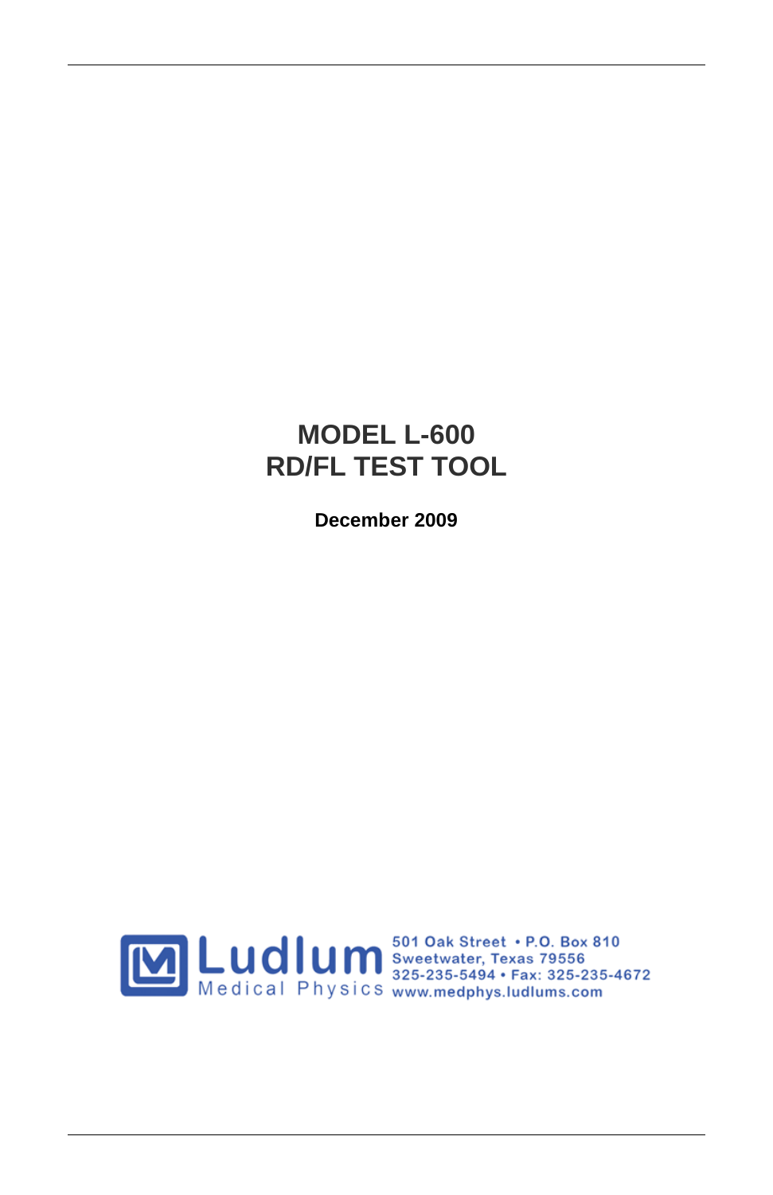# MODEL L-600
# RD/FL TEST TOOL

**December 2009**

Ludlum Medical Physics

501 Oak Street • P.O. Box 810
Sweetwater, Texas 79556
325-235-5494 • Fax: 325-235-4672
www.medphys.ludlums.com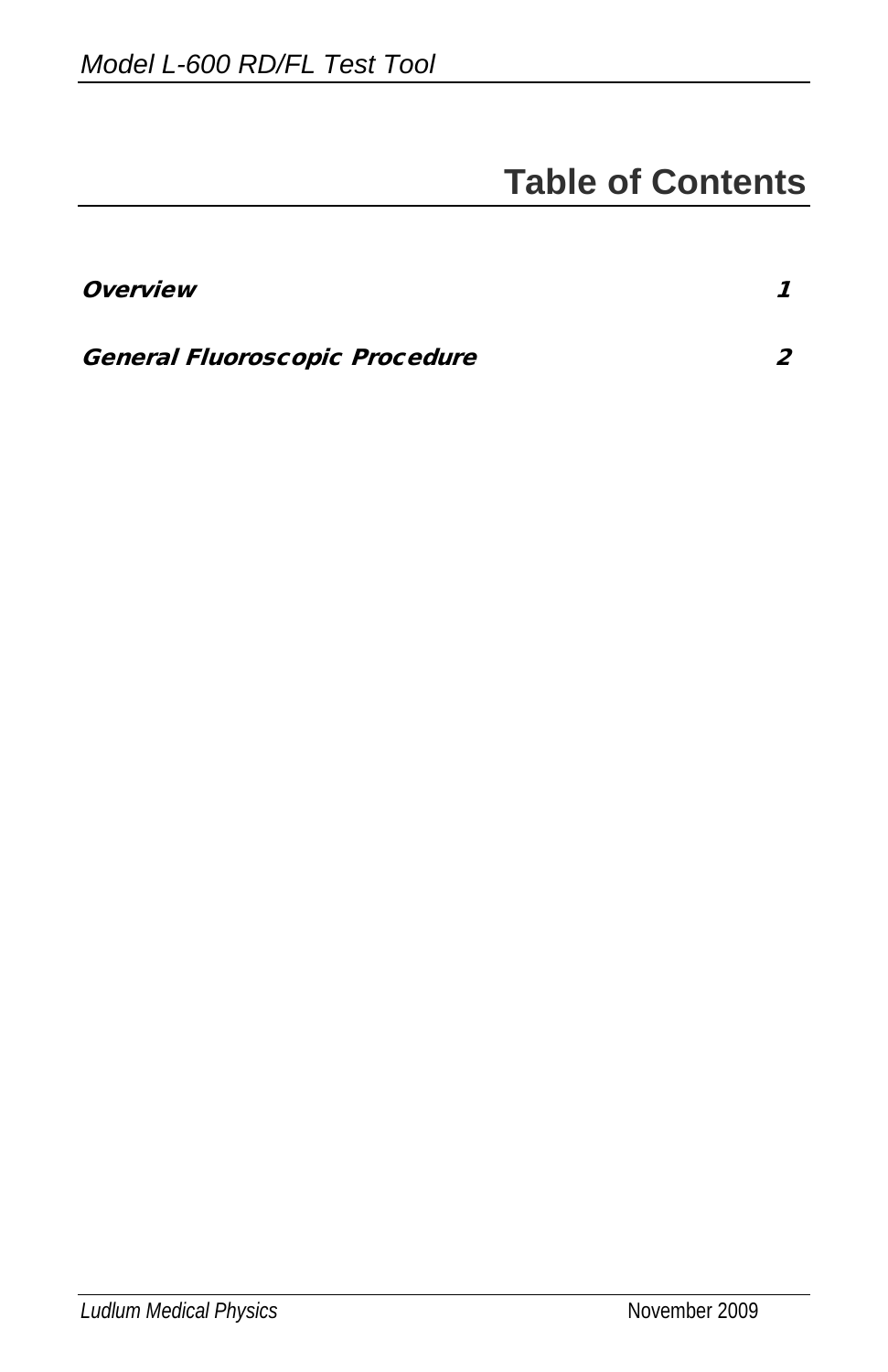# Table of Contents

***Overview*** ***1***

***General Fluoroscopic Procedure*** ***2***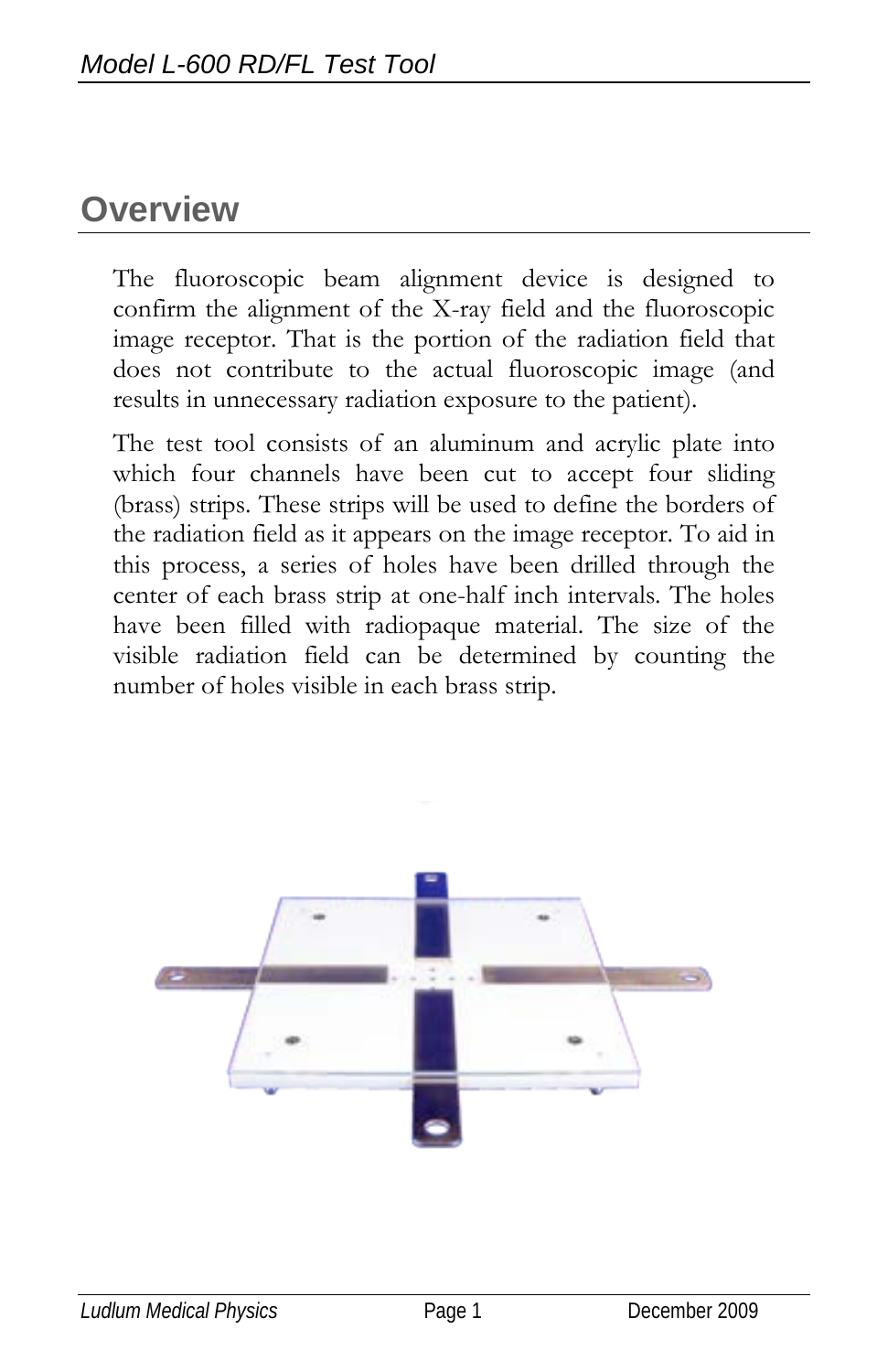# Overview

The fluoroscopic beam alignment device is designed to confirm the alignment of the X-ray field and the fluoroscopic image receptor. That is the portion of the radiation field that does not contribute to the actual fluoroscopic image (and results in unnecessary radiation exposure to the patient).

The test tool consists of an aluminum and acrylic plate into which four channels have been cut to accept four sliding (brass) strips. These strips will be used to define the borders of the radiation field as it appears on the image receptor. To aid in this process, a series of holes have been drilled through the center of each brass strip at one-half inch intervals. The holes have been filled with radiopaque material. The size of the visible radiation field can be determined by counting the number of holes visible in each brass strip.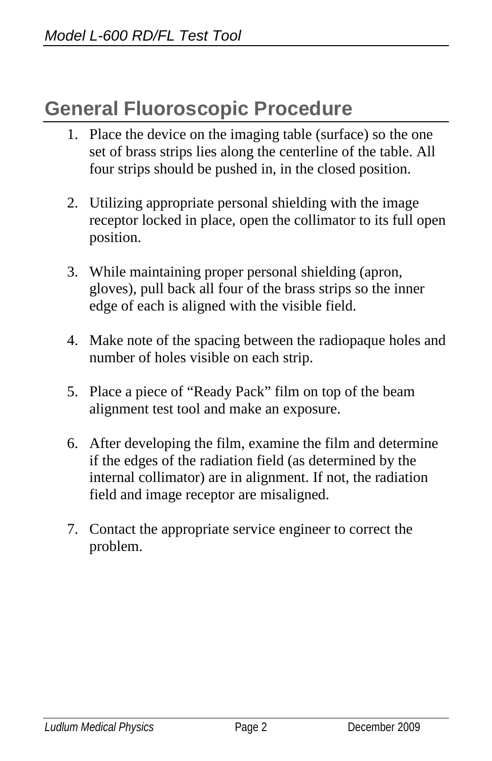## General Fluoroscopic Procedure

1. Place the device on the imaging table (surface) so the one set of brass strips lies along the centerline of the table. All four strips should be pushed in, in the closed position.

2. Utilizing appropriate personal shielding with the image receptor locked in place, open the collimator to its full open position.

3. While maintaining proper personal shielding (apron, gloves), pull back all four of the brass strips so the inner edge of each is aligned with the visible field.

4. Make note of the spacing between the radiopaque holes and number of holes visible on each strip.

5. Place a piece of "Ready Pack" film on top of the beam alignment test tool and make an exposure.

6. After developing the film, examine the film and determine if the edges of the radiation field (as determined by the internal collimator) are in alignment. If not, the radiation field and image receptor are misaligned.

7. Contact the appropriate service engineer to correct the problem.